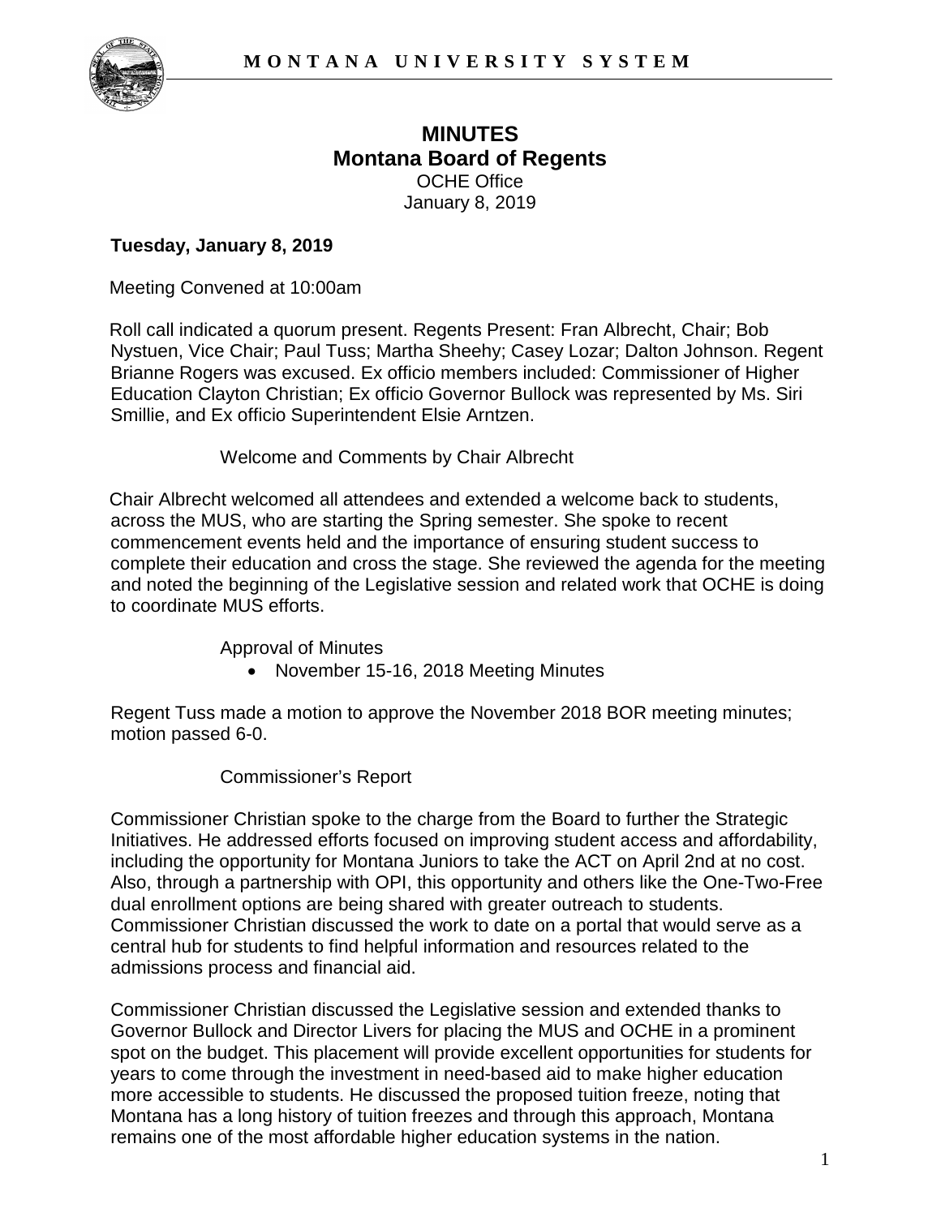**MONTANA UNIVERSITY SYSTEM**

# MINUTES
## Montana Board of Regents
OCHE Office
January 8, 2019

**Tuesday, January 8, 2019**

Meeting Convened at 10:00am

Roll call indicated a quorum present. Regents Present: Fran Albrecht, Chair; Bob Nystuen, Vice Chair; Paul Tuss; Martha Sheehy; Casey Lozar; Dalton Johnson. Regent Brianne Rogers was excused. Ex officio members included: Commissioner of Higher Education Clayton Christian; Ex officio Governor Bullock was represented by Ms. Siri Smillie, and Ex officio Superintendent Elsie Arntzen.

Welcome and Comments by Chair Albrecht

Chair Albrecht welcomed all attendees and extended a welcome back to students, across the MUS, who are starting the Spring semester. She spoke to recent commencement events held and the importance of ensuring student success to complete their education and cross the stage. She reviewed the agenda for the meeting and noted the beginning of the Legislative session and related work that OCHE is doing to coordinate MUS efforts.

Approval of Minutes

- November 15-16, 2018 Meeting Minutes

Regent Tuss made a motion to approve the November 2018 BOR meeting minutes; motion passed 6-0.

Commissioner's Report

Commissioner Christian spoke to the charge from the Board to further the Strategic Initiatives. He addressed efforts focused on improving student access and affordability, including the opportunity for Montana Juniors to take the ACT on April 2nd at no cost. Also, through a partnership with OPI, this opportunity and others like the One-Two-Free dual enrollment options are being shared with greater outreach to students. Commissioner Christian discussed the work to date on a portal that would serve as a central hub for students to find helpful information and resources related to the admissions process and financial aid.

Commissioner Christian discussed the Legislative session and extended thanks to Governor Bullock and Director Livers for placing the MUS and OCHE in a prominent spot on the budget. This placement will provide excellent opportunities for students for years to come through the investment in need-based aid to make higher education more accessible to students. He discussed the proposed tuition freeze, noting that Montana has a long history of tuition freezes and through this approach, Montana remains one of the most affordable higher education systems in the nation.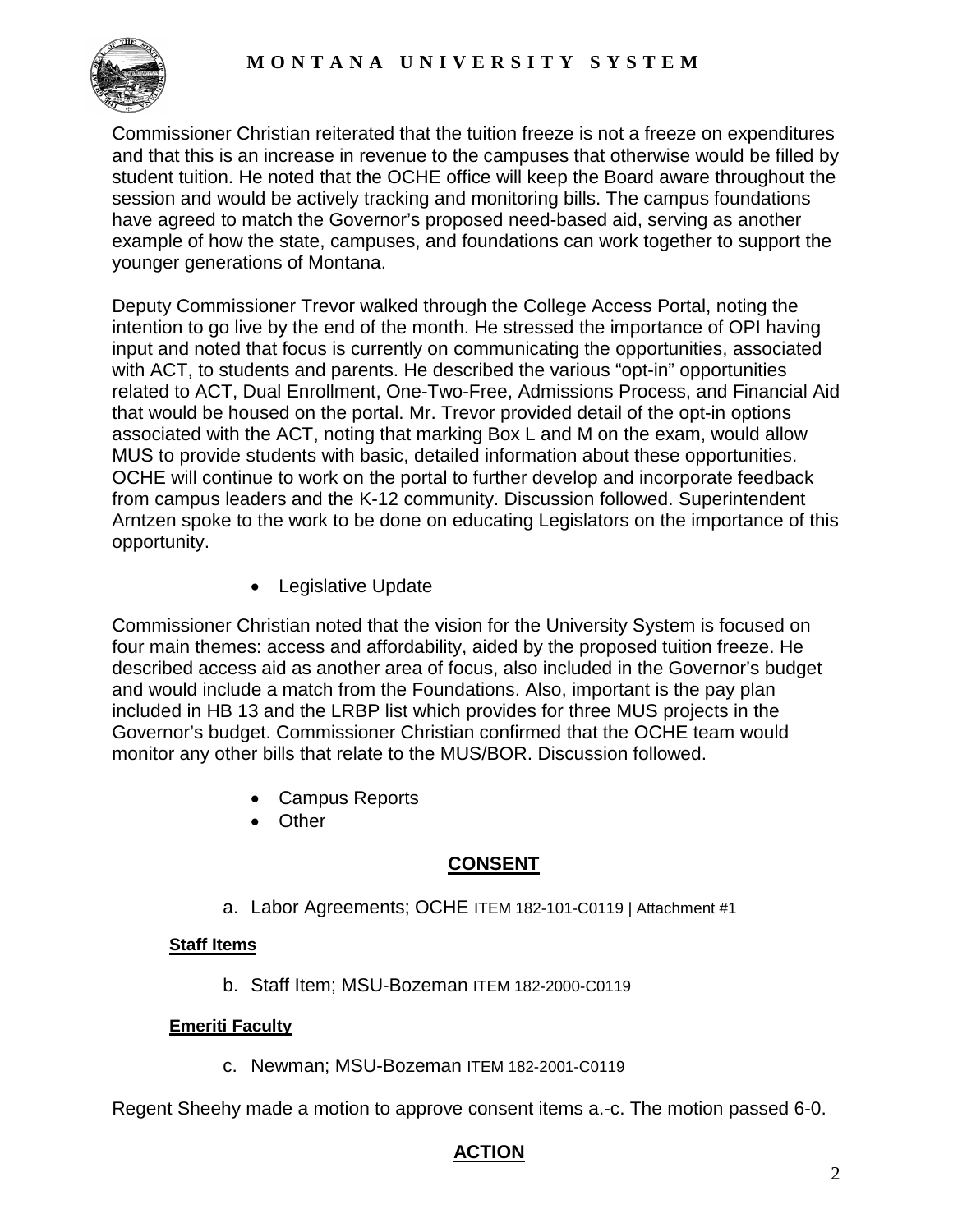Commissioner Christian reiterated that the tuition freeze is not a freeze on expenditures and that this is an increase in revenue to the campuses that otherwise would be filled by student tuition. He noted that the OCHE office will keep the Board aware throughout the session and would be actively tracking and monitoring bills. The campus foundations have agreed to match the Governor's proposed need-based aid, serving as another example of how the state, campuses, and foundations can work together to support the younger generations of Montana.

Deputy Commissioner Trevor walked through the College Access Portal, noting the intention to go live by the end of the month. He stressed the importance of OPI having input and noted that focus is currently on communicating the opportunities, associated with ACT, to students and parents. He described the various "opt-in" opportunities related to ACT, Dual Enrollment, One-Two-Free, Admissions Process, and Financial Aid that would be housed on the portal. Mr. Trevor provided detail of the opt-in options associated with the ACT, noting that marking Box L and M on the exam, would allow MUS to provide students with basic, detailed information about these opportunities. OCHE will continue to work on the portal to further develop and incorporate feedback from campus leaders and the K-12 community. Discussion followed. Superintendent Arntzen spoke to the work to be done on educating Legislators on the importance of this opportunity.

- Legislative Update

Commissioner Christian noted that the vision for the University System is focused on four main themes: access and affordability, aided by the proposed tuition freeze. He described access aid as another area of focus, also included in the Governor's budget and would include a match from the Foundations. Also, important is the pay plan included in HB 13 and the LRBP list which provides for three MUS projects in the Governor's budget. Commissioner Christian confirmed that the OCHE team would monitor any other bills that relate to the MUS/BOR. Discussion followed.

- Campus Reports
- Other

## CONSENT

a. Labor Agreements; OCHE ITEM 182-101-C0119 | Attachment #1

**Staff Items**

b. Staff Item; MSU-Bozeman ITEM 182-2000-C0119

**Emeriti Faculty**

c. Newman; MSU-Bozeman ITEM 182-2001-C0119

Regent Sheehy made a motion to approve consent items a.-c. The motion passed 6-0.

## ACTION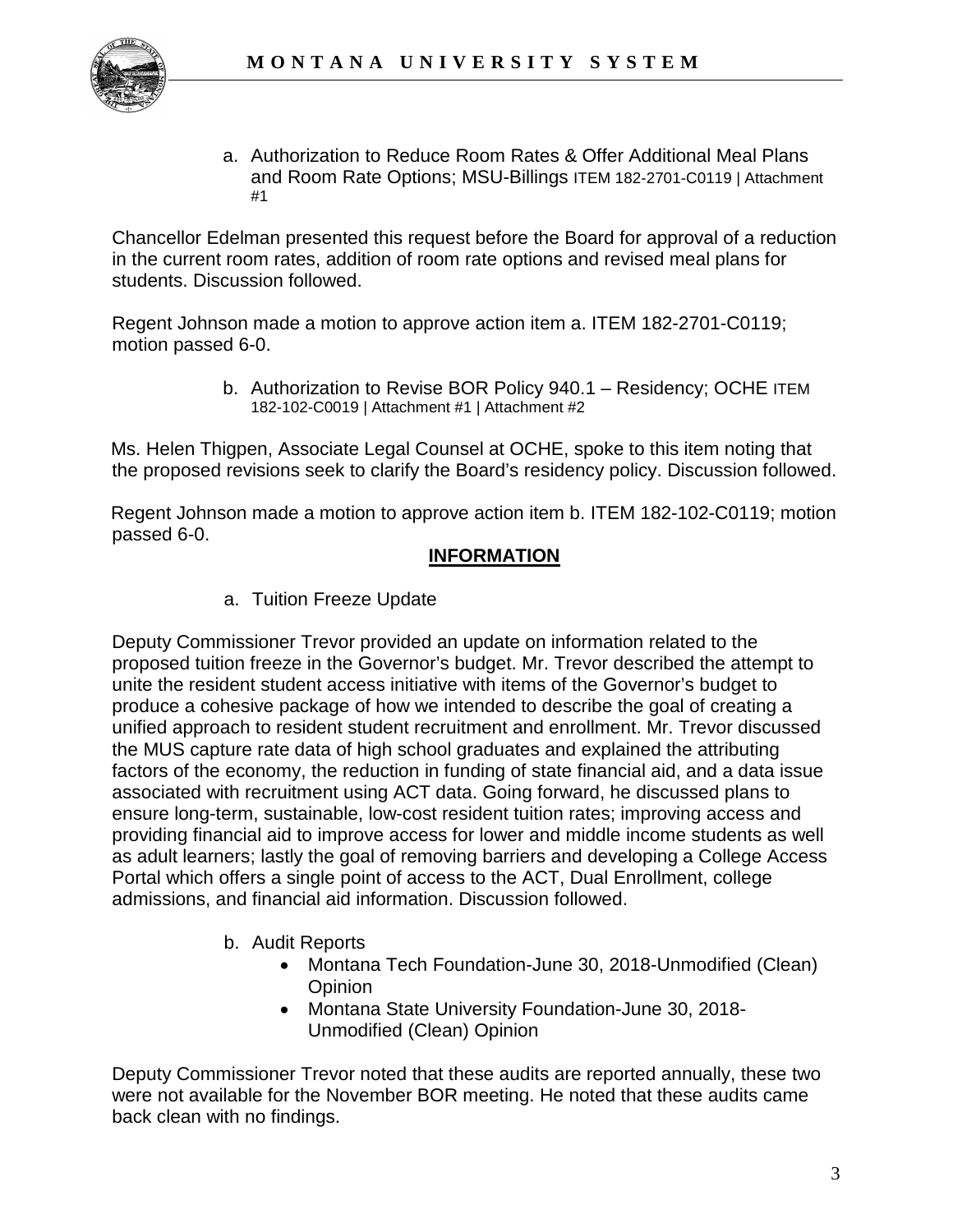a. Authorization to Reduce Room Rates & Offer Additional Meal Plans and Room Rate Options; MSU-Billings ITEM 182-2701-C0119 | Attachment #1

Chancellor Edelman presented this request before the Board for approval of a reduction in the current room rates, addition of room rate options and revised meal plans for students. Discussion followed.

Regent Johnson made a motion to approve action item a. ITEM 182-2701-C0119; motion passed 6-0.

b. Authorization to Revise BOR Policy 940.1 – Residency; OCHE ITEM 182-102-C0019 | Attachment #1 | Attachment #2

Ms. Helen Thigpen, Associate Legal Counsel at OCHE, spoke to this item noting that the proposed revisions seek to clarify the Board's residency policy. Discussion followed.

Regent Johnson made a motion to approve action item b. ITEM 182-102-C0119; motion passed 6-0.

## INFORMATION

a. Tuition Freeze Update

Deputy Commissioner Trevor provided an update on information related to the proposed tuition freeze in the Governor's budget. Mr. Trevor described the attempt to unite the resident student access initiative with items of the Governor's budget to produce a cohesive package of how we intended to describe the goal of creating a unified approach to resident student recruitment and enrollment. Mr. Trevor discussed the MUS capture rate data of high school graduates and explained the attributing factors of the economy, the reduction in funding of state financial aid, and a data issue associated with recruitment using ACT data. Going forward, he discussed plans to ensure long-term, sustainable, low-cost resident tuition rates; improving access and providing financial aid to improve access for lower and middle income students as well as adult learners; lastly the goal of removing barriers and developing a College Access Portal which offers a single point of access to the ACT, Dual Enrollment, college admissions, and financial aid information. Discussion followed.

b. Audit Reports
   - Montana Tech Foundation-June 30, 2018-Unmodified (Clean) Opinion
   - Montana State University Foundation-June 30, 2018-Unmodified (Clean) Opinion

Deputy Commissioner Trevor noted that these audits are reported annually, these two were not available for the November BOR meeting. He noted that these audits came back clean with no findings.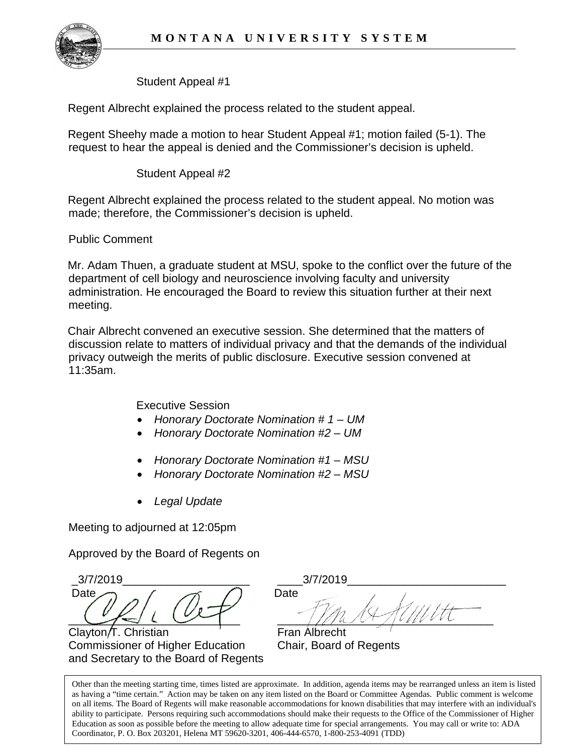Student Appeal #1

Regent Albrecht explained the process related to the student appeal.

Regent Sheehy made a motion to hear Student Appeal #1; motion failed (5-1). The request to hear the appeal is denied and the Commissioner's decision is upheld.

Student Appeal #2

Regent Albrecht explained the process related to the student appeal. No motion was made; therefore, the Commissioner's decision is upheld.

Public Comment

Mr. Adam Thuen, a graduate student at MSU, spoke to the conflict over the future of the department of cell biology and neuroscience involving faculty and university administration. He encouraged the Board to review this situation further at their next meeting.

Chair Albrecht convened an executive session. She determined that the matters of discussion relate to matters of individual privacy and that the demands of the individual privacy outweigh the merits of public disclosure. Executive session convened at 11:35am.

Executive Session

- *Honorary Doctorate Nomination # 1 – UM*
- *Honorary Doctorate Nomination #2 – UM*

- *Honorary Doctorate Nomination #1 – MSU*
- *Honorary Doctorate Nomination #2 – MSU*

- *Legal Update*

Meeting to adjourned at 12:05pm

Approved by the Board of Regents on

_3/7/2019____________________
Date
__________________________
Clayton T. Christian
Commissioner of Higher Education
and Secretary to the Board of Regents

____3/7/2019________________________
Date
__________________________
Fran Albrecht
Chair, Board of Regents

Other than the meeting starting time, times listed are approximate. In addition, agenda items may be rearranged unless an item is listed as having a "time certain." Action may be taken on any item listed on the Board or Committee Agendas. Public comment is welcome on all items. The Board of Regents will make reasonable accommodations for known disabilities that may interfere with an individual's ability to participate. Persons requiring such accommodations should make their requests to the Office of the Commissioner of Higher Education as soon as possible before the meeting to allow adequate time for special arrangements. You may call or write to: ADA Coordinator, P. O. Box 203201, Helena MT 59620-3201, 406-444-6570, 1-800-253-4091 (TDD)